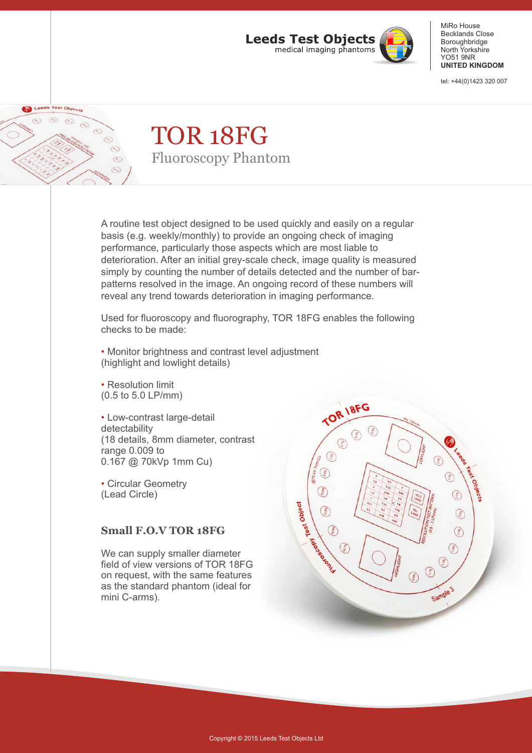Leeds Test Objects
medical imaging phantoms

MiRo House
Becklands Close
Boroughbridge
North Yorkshire
YO51 9NR
**UNITED KINGDOM**

tel: +44(0)1423 320 007

# TOR 18FG

## Fluoroscopy Phantom

A routine test object designed to be used quickly and easily on a regular basis (e.g. weekly/monthly) to provide an ongoing check of imaging performance, particularly those aspects which are most liable to deterioration. After an initial grey-scale check, image quality is measured simply by counting the number of details detected and the number of bar-patterns resolved in the image. An ongoing record of these numbers will reveal any trend towards deterioration in imaging performance.

Used for fluoroscopy and fluorography, TOR 18FG enables the following checks to be made:

- Monitor brightness and contrast level adjustment (highlight and lowlight details)
- Resolution limit (0.5 to 5.0 LP/mm)
- Low-contrast large-detail detectability (18 details, 8mm diameter, contrast range 0.009 to 0.167 @ 70kVp 1mm Cu)
- Circular Geometry (Lead Circle)

### Small F.O.V TOR 18FG

We can supply smaller diameter field of view versions of TOR 18FG on request, with the same features as the standard phantom (ideal for mini C-arms).

Copyright © 2015 Leeds Test Objects Ltd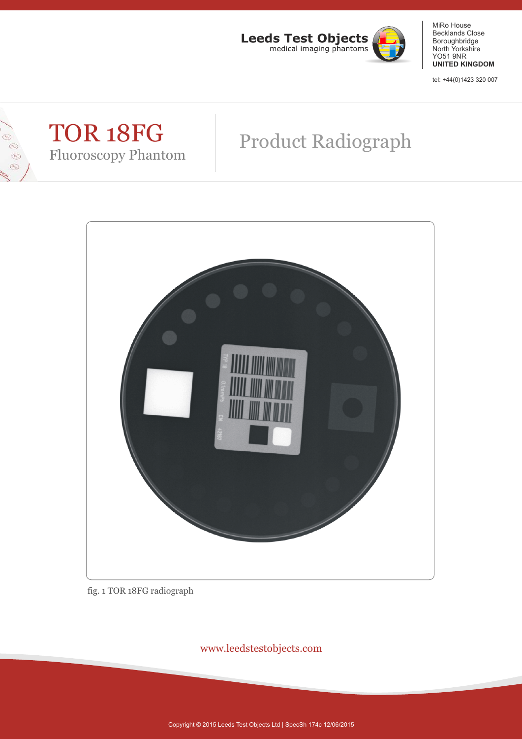Leeds Test Objects
medical imaging phantoms

MiRo House
Becklands Close
Boroughbridge
North Yorkshire
YO51 9NR
**UNITED KINGDOM**

tel: +44(0)1423 320 007

# TOR 18FG

Fluoroscopy Phantom

## Product Radiograph

fig. 1 TOR 18FG radiograph

www.leedstestobjects.com

Copyright © 2015 Leeds Test Objects Ltd | SpecSh 174c 12/06/2015